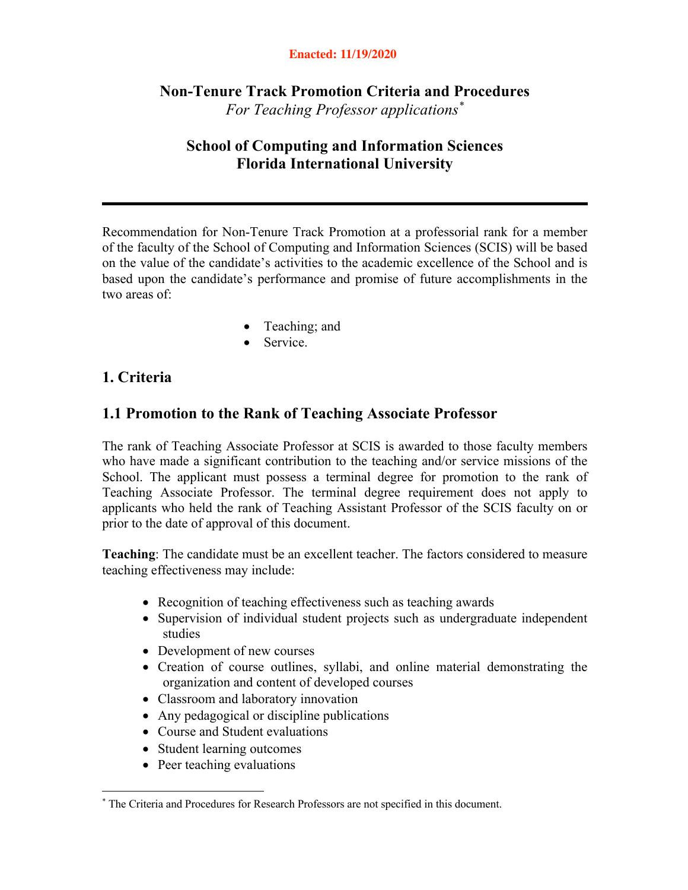**Enacted: 11/19/2020**

# Non-Tenure Track Promotion Criteria and Procedures

*For Teaching Professor applications*[*]

## School of Computing and Information Sciences
## Florida International University

---

Recommendation for Non-Tenure Track Promotion at a professorial rank for a member of the faculty of the School of Computing and Information Sciences (SCIS) will be based on the value of the candidate's activities to the academic excellence of the School and is based upon the candidate's performance and promise of future accomplishments in the two areas of:

- Teaching; and
- Service.

## 1. Criteria

### 1.1 Promotion to the Rank of Teaching Associate Professor

The rank of Teaching Associate Professor at SCIS is awarded to those faculty members who have made a significant contribution to the teaching and/or service missions of the School. The applicant must possess a terminal degree for promotion to the rank of Teaching Associate Professor. The terminal degree requirement does not apply to applicants who held the rank of Teaching Assistant Professor of the SCIS faculty on or prior to the date of approval of this document.

**Teaching**: The candidate must be an excellent teacher. The factors considered to measure teaching effectiveness may include:

- Recognition of teaching effectiveness such as teaching awards
- Supervision of individual student projects such as undergraduate independent studies
- Development of new courses
- Creation of course outlines, syllabi, and online material demonstrating the organization and content of developed courses
- Classroom and laboratory innovation
- Any pedagogical or discipline publications
- Course and Student evaluations
- Student learning outcomes
- Peer teaching evaluations

---

[*] The Criteria and Procedures for Research Professors are not specified in this document.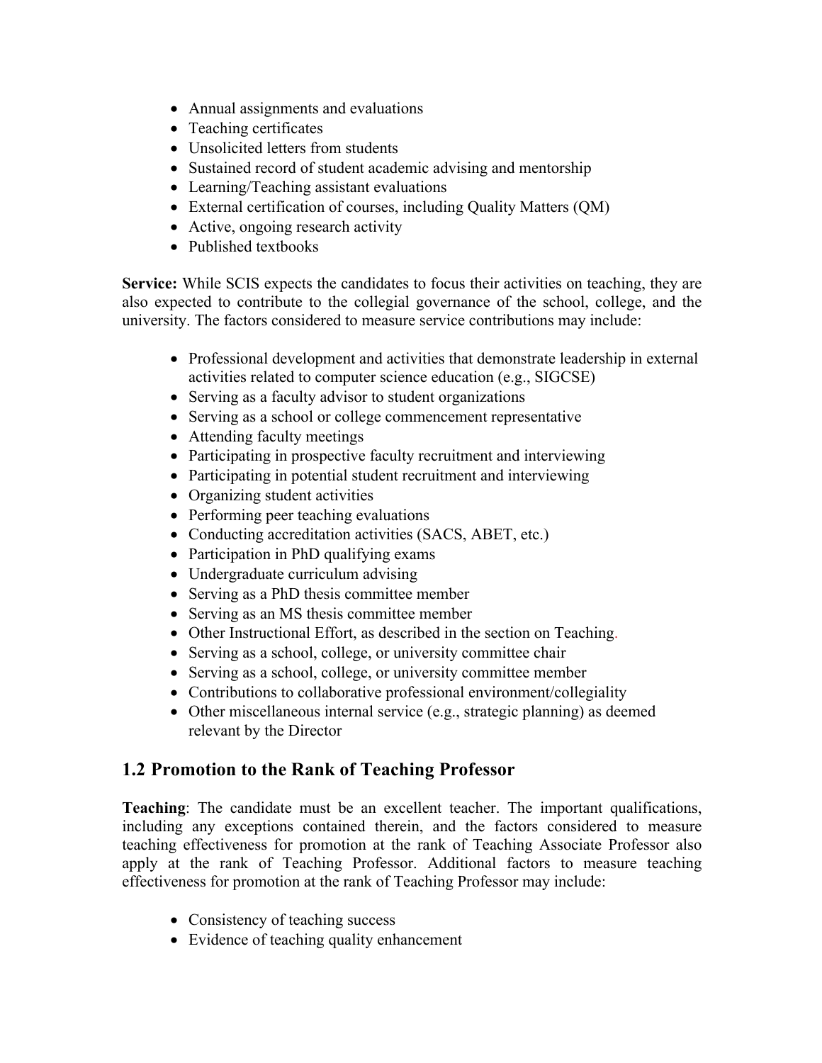- Annual assignments and evaluations
- Teaching certificates
- Unsolicited letters from students
- Sustained record of student academic advising and mentorship
- Learning/Teaching assistant evaluations
- External certification of courses, including Quality Matters (QM)
- Active, ongoing research activity
- Published textbooks

**Service:** While SCIS expects the candidates to focus their activities on teaching, they are also expected to contribute to the collegial governance of the school, college, and the university. The factors considered to measure service contributions may include:

- Professional development and activities that demonstrate leadership in external activities related to computer science education (e.g., SIGCSE)
- Serving as a faculty advisor to student organizations
- Serving as a school or college commencement representative
- Attending faculty meetings
- Participating in prospective faculty recruitment and interviewing
- Participating in potential student recruitment and interviewing
- Organizing student activities
- Performing peer teaching evaluations
- Conducting accreditation activities (SACS, ABET, etc.)
- Participation in PhD qualifying exams
- Undergraduate curriculum advising
- Serving as a PhD thesis committee member
- Serving as an MS thesis committee member
- Other Instructional Effort, as described in the section on Teaching.
- Serving as a school, college, or university committee chair
- Serving as a school, college, or university committee member
- Contributions to collaborative professional environment/collegiality
- Other miscellaneous internal service (e.g., strategic planning) as deemed relevant by the Director

## 1.2 Promotion to the Rank of Teaching Professor

**Teaching**: The candidate must be an excellent teacher. The important qualifications, including any exceptions contained therein, and the factors considered to measure teaching effectiveness for promotion at the rank of Teaching Associate Professor also apply at the rank of Teaching Professor. Additional factors to measure teaching effectiveness for promotion at the rank of Teaching Professor may include:

- Consistency of teaching success
- Evidence of teaching quality enhancement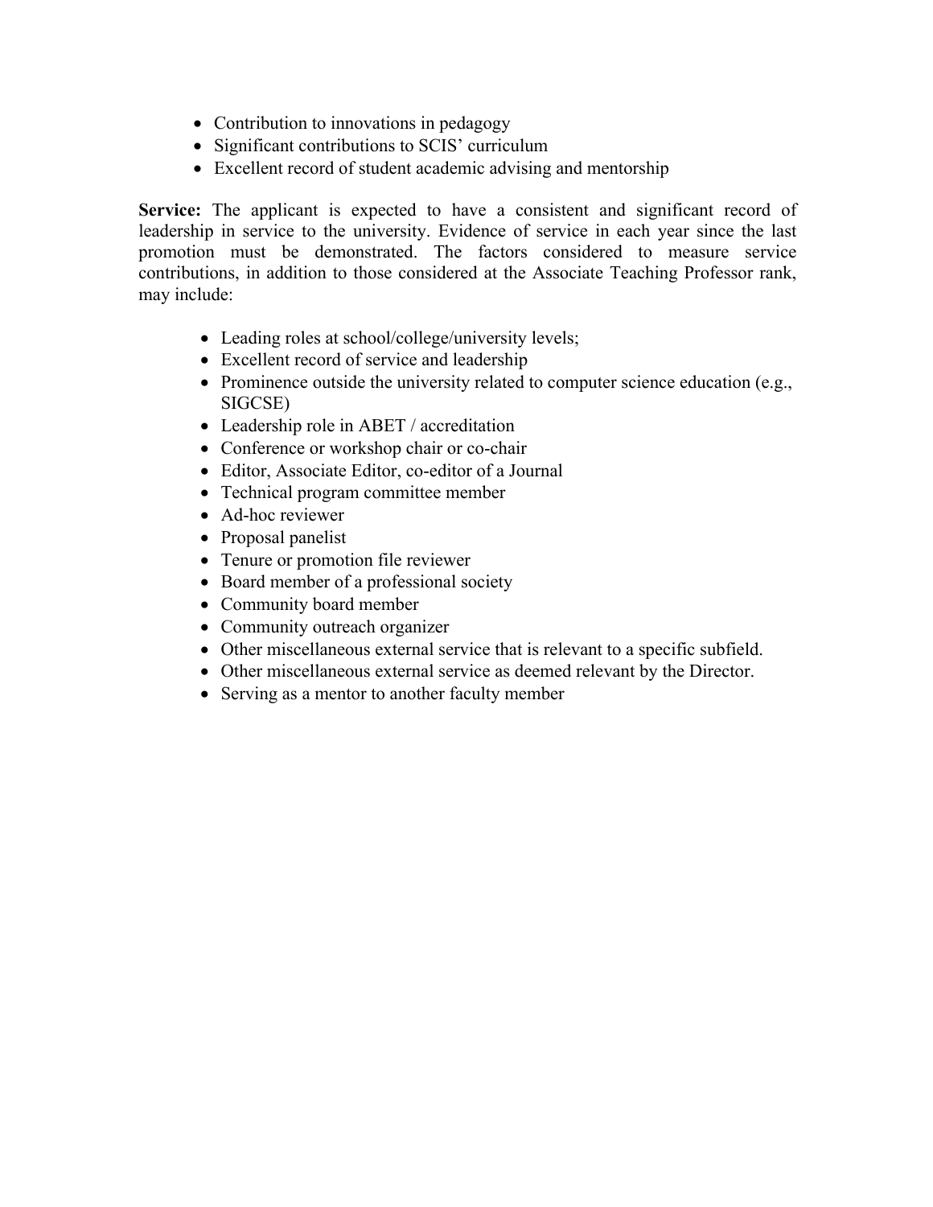- Contribution to innovations in pedagogy
- Significant contributions to SCIS' curriculum
- Excellent record of student academic advising and mentorship

**Service:** The applicant is expected to have a consistent and significant record of leadership in service to the university. Evidence of service in each year since the last promotion must be demonstrated. The factors considered to measure service contributions, in addition to those considered at the Associate Teaching Professor rank, may include:

- Leading roles at school/college/university levels;
- Excellent record of service and leadership
- Prominence outside the university related to computer science education (e.g., SIGCSE)
- Leadership role in ABET / accreditation
- Conference or workshop chair or co-chair
- Editor, Associate Editor, co-editor of a Journal
- Technical program committee member
- Ad-hoc reviewer
- Proposal panelist
- Tenure or promotion file reviewer
- Board member of a professional society
- Community board member
- Community outreach organizer
- Other miscellaneous external service that is relevant to a specific subfield.
- Other miscellaneous external service as deemed relevant by the Director.
- Serving as a mentor to another faculty member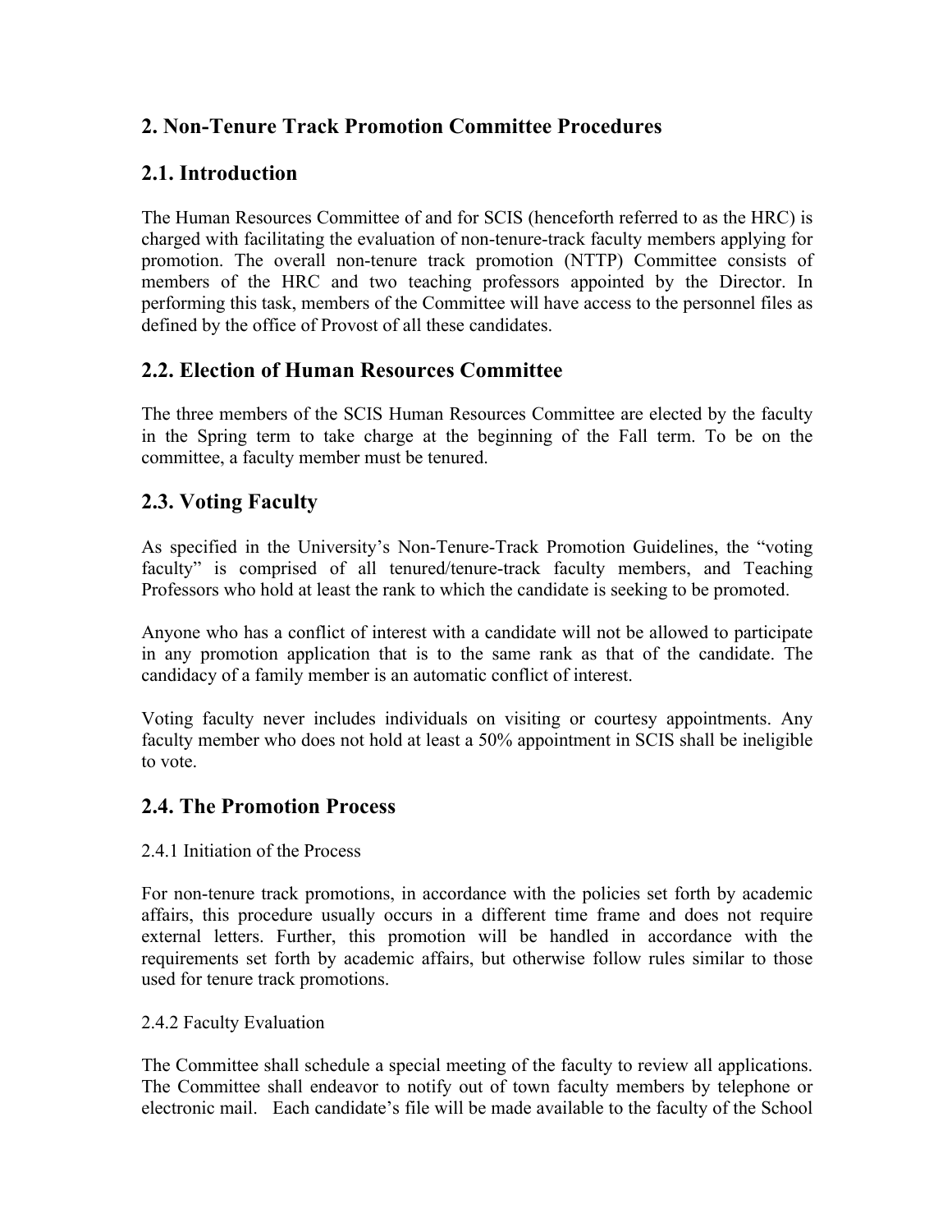## 2. Non-Tenure Track Promotion Committee Procedures

### 2.1. Introduction

The Human Resources Committee of and for SCIS (henceforth referred to as the HRC) is charged with facilitating the evaluation of non-tenure-track faculty members applying for promotion. The overall non-tenure track promotion (NTTP) Committee consists of members of the HRC and two teaching professors appointed by the Director. In performing this task, members of the Committee will have access to the personnel files as defined by the office of Provost of all these candidates.

### 2.2. Election of Human Resources Committee

The three members of the SCIS Human Resources Committee are elected by the faculty in the Spring term to take charge at the beginning of the Fall term. To be on the committee, a faculty member must be tenured.

### 2.3. Voting Faculty

As specified in the University's Non-Tenure-Track Promotion Guidelines, the "voting faculty" is comprised of all tenured/tenure-track faculty members, and Teaching Professors who hold at least the rank to which the candidate is seeking to be promoted.

Anyone who has a conflict of interest with a candidate will not be allowed to participate in any promotion application that is to the same rank as that of the candidate. The candidacy of a family member is an automatic conflict of interest.

Voting faculty never includes individuals on visiting or courtesy appointments. Any faculty member who does not hold at least a 50% appointment in SCIS shall be ineligible to vote.

### 2.4. The Promotion Process

2.4.1 Initiation of the Process

For non-tenure track promotions, in accordance with the policies set forth by academic affairs, this procedure usually occurs in a different time frame and does not require external letters. Further, this promotion will be handled in accordance with the requirements set forth by academic affairs, but otherwise follow rules similar to those used for tenure track promotions.

2.4.2 Faculty Evaluation

The Committee shall schedule a special meeting of the faculty to review all applications. The Committee shall endeavor to notify out of town faculty members by telephone or electronic mail. Each candidate's file will be made available to the faculty of the School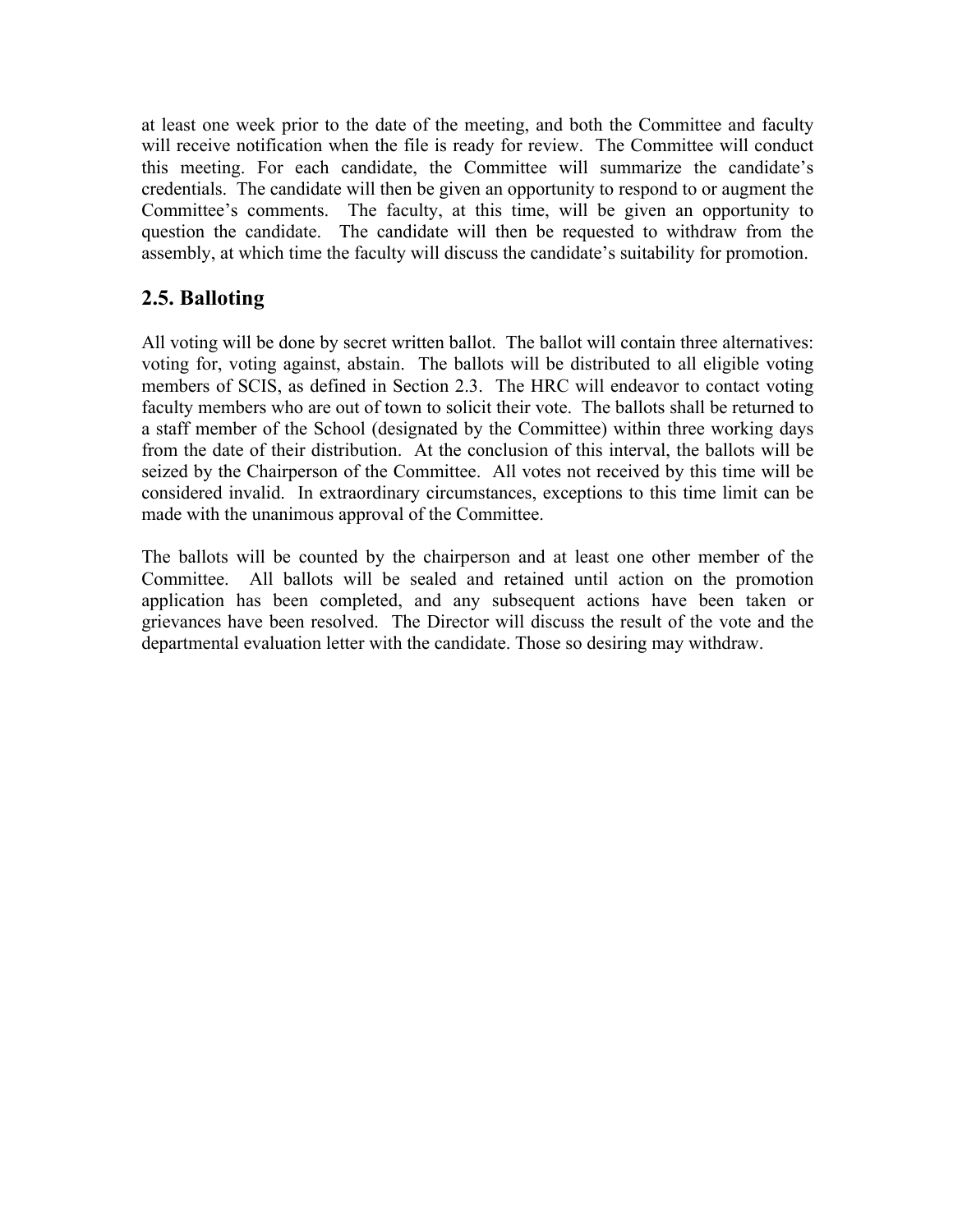at least one week prior to the date of the meeting, and both the Committee and faculty will receive notification when the file is ready for review. The Committee will conduct this meeting. For each candidate, the Committee will summarize the candidate's credentials. The candidate will then be given an opportunity to respond to or augment the Committee's comments. The faculty, at this time, will be given an opportunity to question the candidate. The candidate will then be requested to withdraw from the assembly, at which time the faculty will discuss the candidate's suitability for promotion.

## 2.5. Balloting

All voting will be done by secret written ballot. The ballot will contain three alternatives: voting for, voting against, abstain. The ballots will be distributed to all eligible voting members of SCIS, as defined in Section 2.3. The HRC will endeavor to contact voting faculty members who are out of town to solicit their vote. The ballots shall be returned to a staff member of the School (designated by the Committee) within three working days from the date of their distribution. At the conclusion of this interval, the ballots will be seized by the Chairperson of the Committee. All votes not received by this time will be considered invalid. In extraordinary circumstances, exceptions to this time limit can be made with the unanimous approval of the Committee.

The ballots will be counted by the chairperson and at least one other member of the Committee. All ballots will be sealed and retained until action on the promotion application has been completed, and any subsequent actions have been taken or grievances have been resolved. The Director will discuss the result of the vote and the departmental evaluation letter with the candidate. Those so desiring may withdraw.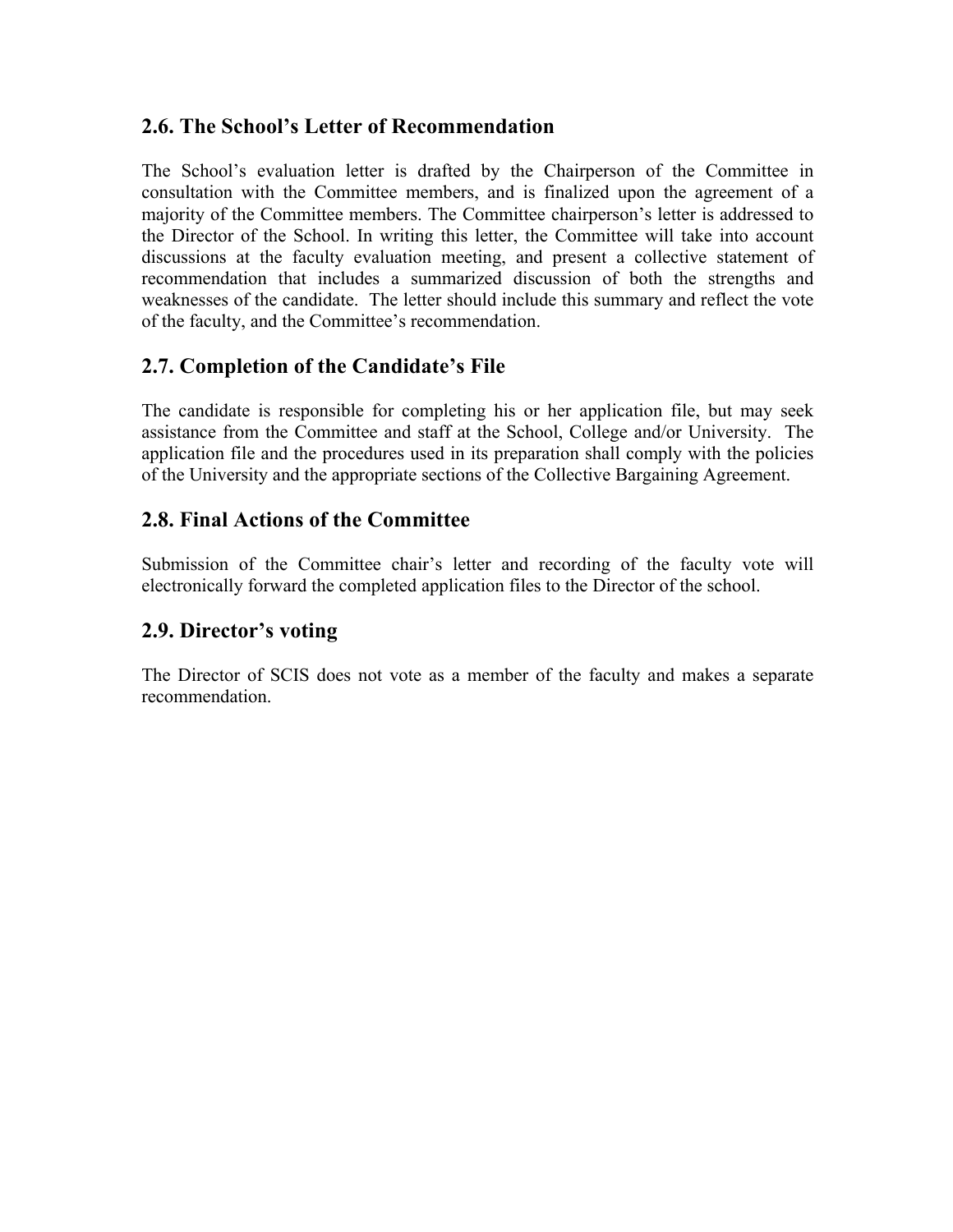## 2.6. The School's Letter of Recommendation

The School's evaluation letter is drafted by the Chairperson of the Committee in consultation with the Committee members, and is finalized upon the agreement of a majority of the Committee members. The Committee chairperson's letter is addressed to the Director of the School. In writing this letter, the Committee will take into account discussions at the faculty evaluation meeting, and present a collective statement of recommendation that includes a summarized discussion of both the strengths and weaknesses of the candidate. The letter should include this summary and reflect the vote of the faculty, and the Committee's recommendation.

## 2.7. Completion of the Candidate's File

The candidate is responsible for completing his or her application file, but may seek assistance from the Committee and staff at the School, College and/or University. The application file and the procedures used in its preparation shall comply with the policies of the University and the appropriate sections of the Collective Bargaining Agreement.

## 2.8. Final Actions of the Committee

Submission of the Committee chair's letter and recording of the faculty vote will electronically forward the completed application files to the Director of the school.

## 2.9. Director's voting

The Director of SCIS does not vote as a member of the faculty and makes a separate recommendation.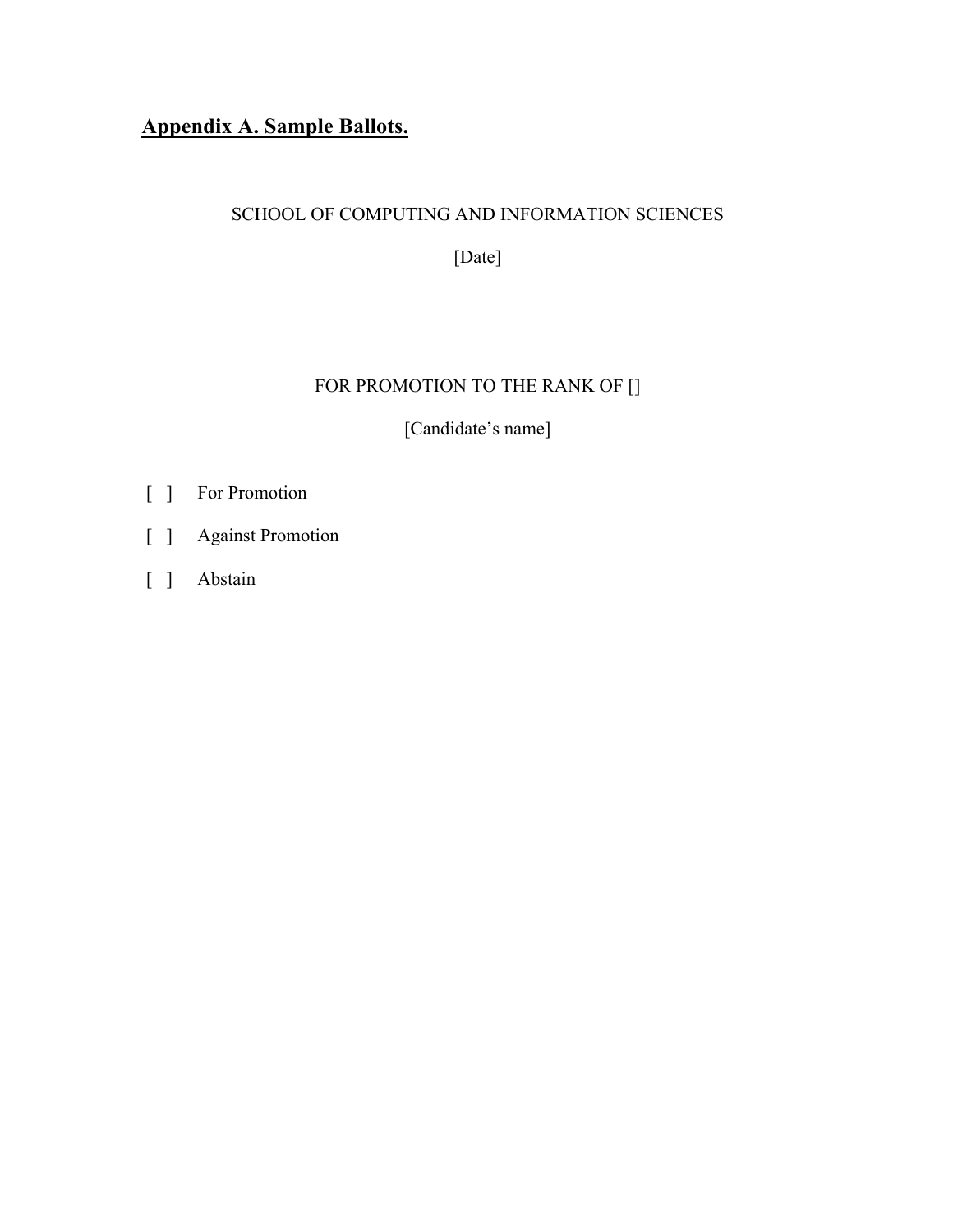## **Appendix A. Sample Ballots.**

SCHOOL OF COMPUTING AND INFORMATION SCIENCES

[Date]

FOR PROMOTION TO THE RANK OF []

[Candidate's name]

[ ] For Promotion

[ ] Against Promotion

[ ] Abstain